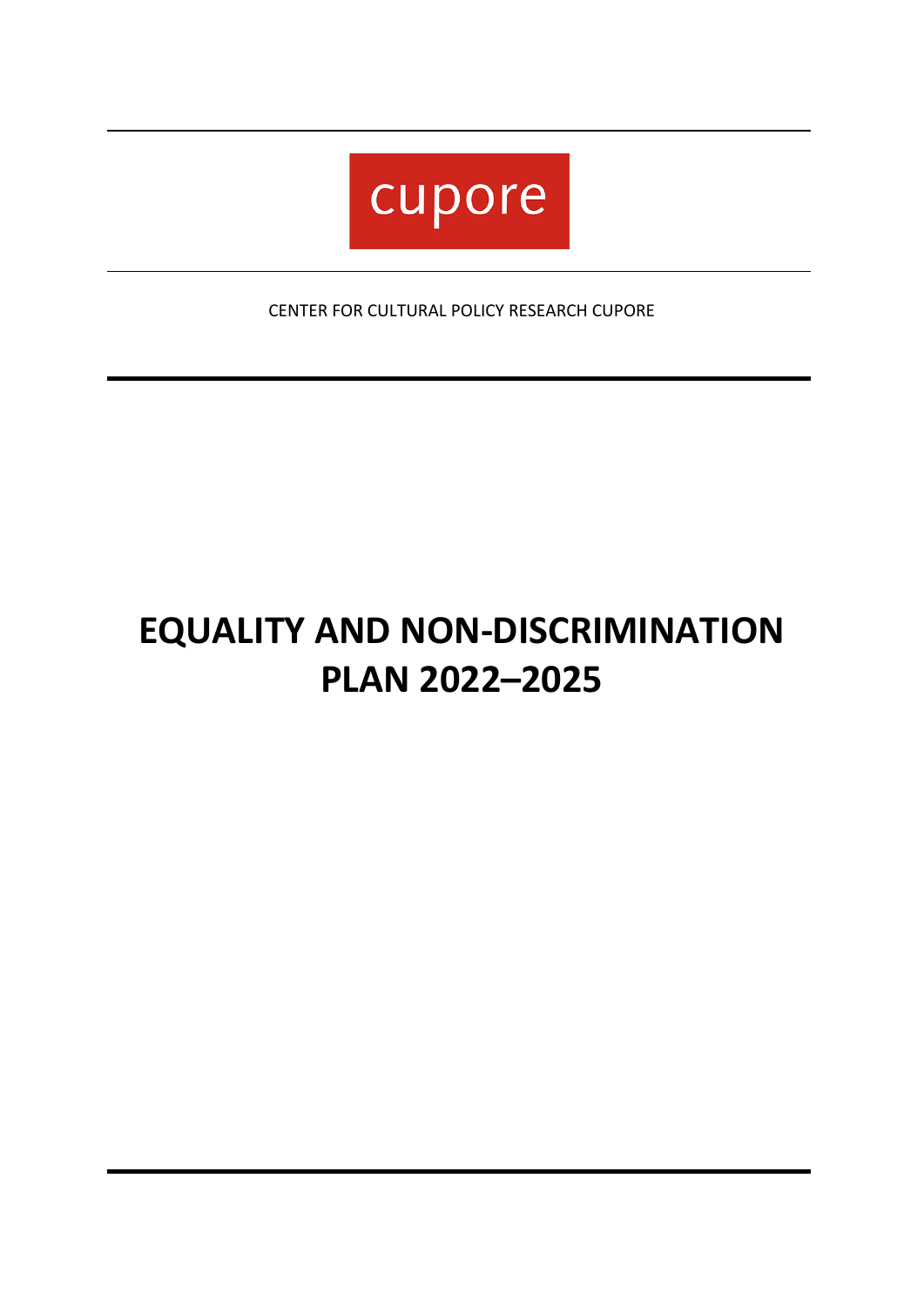cupore

CENTER FOR CULTURAL POLICY RESEARCH CUPORE

# EQUALITY AND NON-DISCRIMINATION PLAN 2022–2025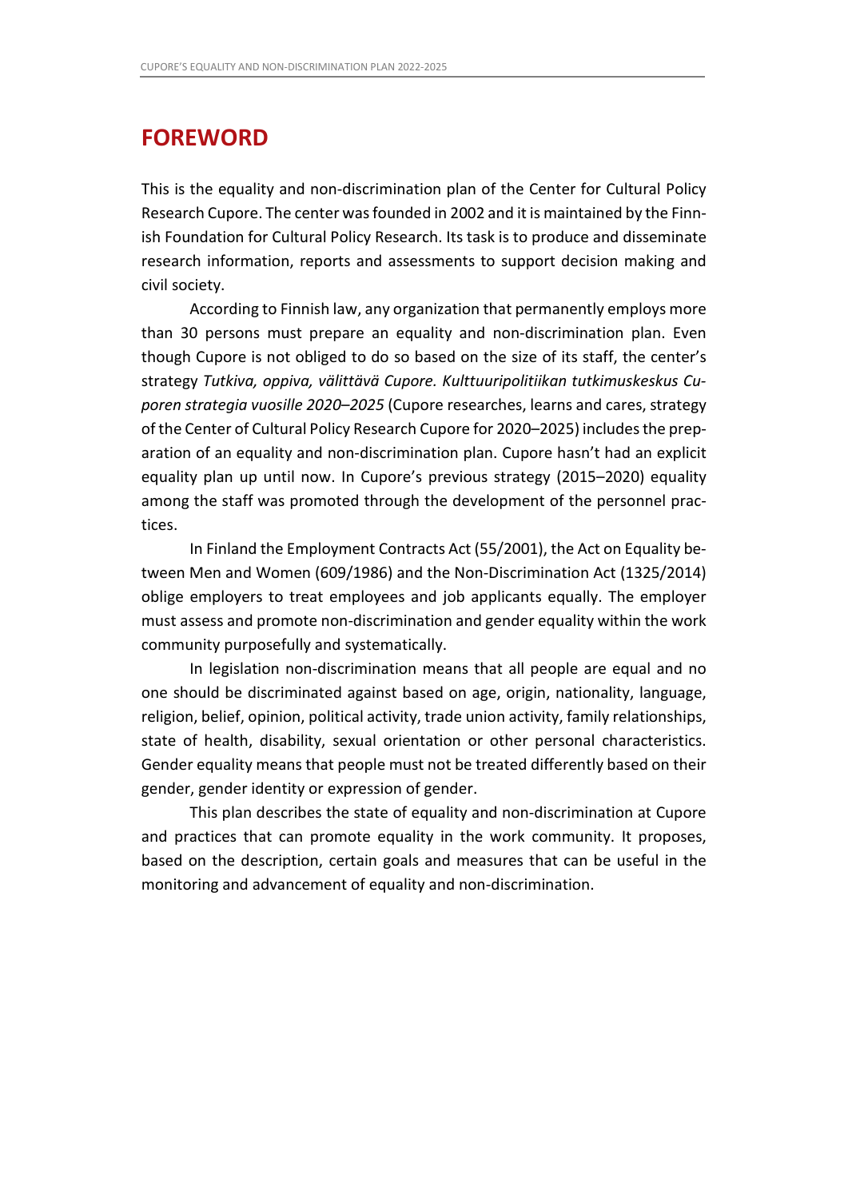# FOREWORD

This is the equality and non-discrimination plan of the Center for Cultural Policy Research Cupore. The center was founded in 2002 and it is maintained by the Finnish Foundation for Cultural Policy Research. Its task is to produce and disseminate research information, reports and assessments to support decision making and civil society.

According to Finnish law, any organization that permanently employs more than 30 persons must prepare an equality and non-discrimination plan. Even though Cupore is not obliged to do so based on the size of its staff, the center's strategy *Tutkiva, oppiva, välittävä Cupore. Kulttuuripolitiikan tutkimuskeskus Cuporen strategia vuosille 2020–2025* (Cupore researches, learns and cares, strategy of the Center of Cultural Policy Research Cupore for 2020–2025) includes the preparation of an equality and non-discrimination plan. Cupore hasn't had an explicit equality plan up until now. In Cupore's previous strategy (2015–2020) equality among the staff was promoted through the development of the personnel practices.

In Finland the Employment Contracts Act (55/2001), the Act on Equality between Men and Women (609/1986) and the Non-Discrimination Act (1325/2014) oblige employers to treat employees and job applicants equally. The employer must assess and promote non-discrimination and gender equality within the work community purposefully and systematically.

In legislation non-discrimination means that all people are equal and no one should be discriminated against based on age, origin, nationality, language, religion, belief, opinion, political activity, trade union activity, family relationships, state of health, disability, sexual orientation or other personal characteristics. Gender equality means that people must not be treated differently based on their gender, gender identity or expression of gender.

This plan describes the state of equality and non-discrimination at Cupore and practices that can promote equality in the work community. It proposes, based on the description, certain goals and measures that can be useful in the monitoring and advancement of equality and non-discrimination.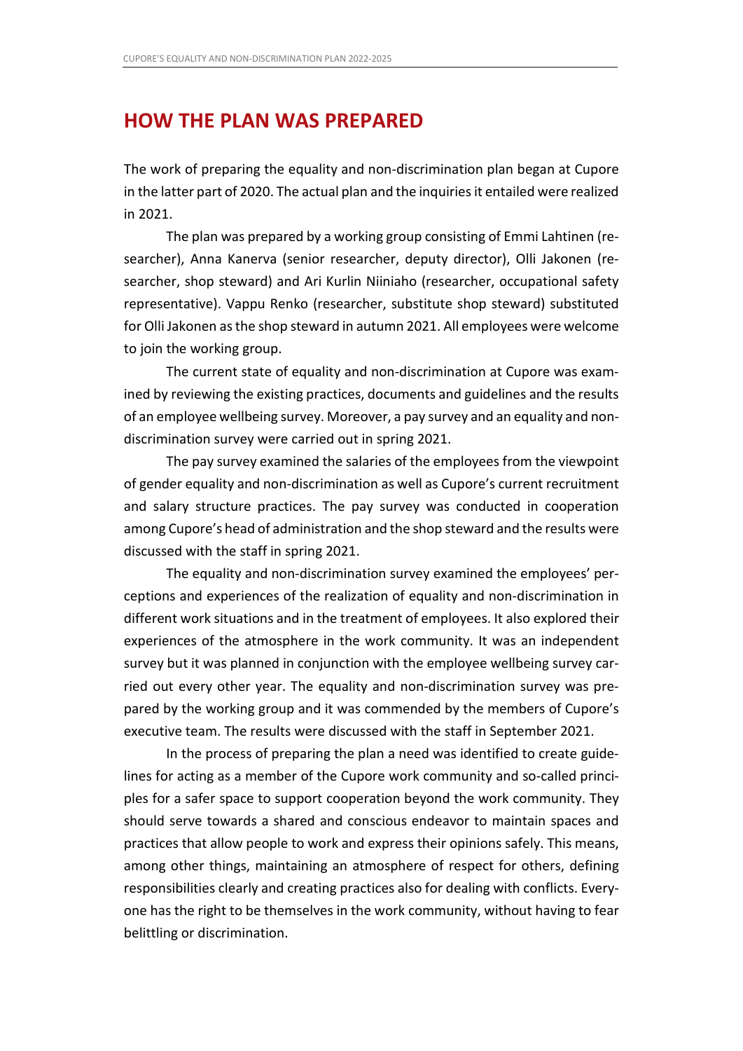# HOW THE PLAN WAS PREPARED

The work of preparing the equality and non-discrimination plan began at Cupore in the latter part of 2020. The actual plan and the inquiries it entailed were realized in 2021.

The plan was prepared by a working group consisting of Emmi Lahtinen (researcher), Anna Kanerva (senior researcher, deputy director), Olli Jakonen (researcher, shop steward) and Ari Kurlin Niiniaho (researcher, occupational safety representative). Vappu Renko (researcher, substitute shop steward) substituted for Olli Jakonen as the shop steward in autumn 2021. All employees were welcome to join the working group.

The current state of equality and non-discrimination at Cupore was examined by reviewing the existing practices, documents and guidelines and the results of an employee wellbeing survey. Moreover, a pay survey and an equality and non-discrimination survey were carried out in spring 2021.

The pay survey examined the salaries of the employees from the viewpoint of gender equality and non-discrimination as well as Cupore's current recruitment and salary structure practices. The pay survey was conducted in cooperation among Cupore's head of administration and the shop steward and the results were discussed with the staff in spring 2021.

The equality and non-discrimination survey examined the employees' perceptions and experiences of the realization of equality and non-discrimination in different work situations and in the treatment of employees. It also explored their experiences of the atmosphere in the work community. It was an independent survey but it was planned in conjunction with the employee wellbeing survey carried out every other year. The equality and non-discrimination survey was prepared by the working group and it was commended by the members of Cupore's executive team. The results were discussed with the staff in September 2021.

In the process of preparing the plan a need was identified to create guidelines for acting as a member of the Cupore work community and so-called principles for a safer space to support cooperation beyond the work community. They should serve towards a shared and conscious endeavor to maintain spaces and practices that allow people to work and express their opinions safely. This means, among other things, maintaining an atmosphere of respect for others, defining responsibilities clearly and creating practices also for dealing with conflicts. Everyone has the right to be themselves in the work community, without having to fear belittling or discrimination.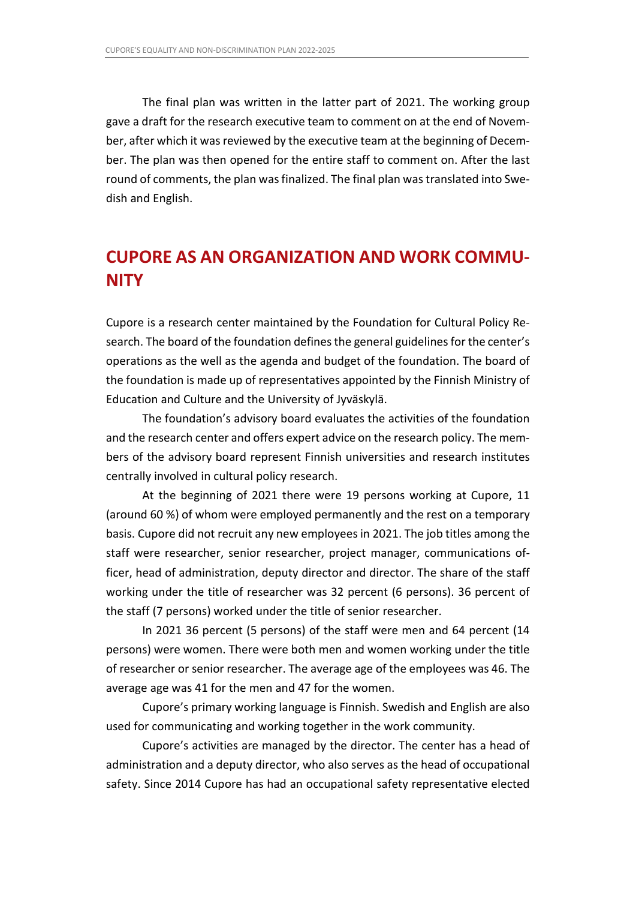The final plan was written in the latter part of 2021. The working group gave a draft for the research executive team to comment on at the end of November, after which it was reviewed by the executive team at the beginning of December. The plan was then opened for the entire staff to comment on. After the last round of comments, the plan was finalized. The final plan was translated into Swedish and English.

## CUPORE AS AN ORGANIZATION AND WORK COMMUNITY

Cupore is a research center maintained by the Foundation for Cultural Policy Research. The board of the foundation defines the general guidelines for the center's operations as the well as the agenda and budget of the foundation. The board of the foundation is made up of representatives appointed by the Finnish Ministry of Education and Culture and the University of Jyväskylä.

The foundation's advisory board evaluates the activities of the foundation and the research center and offers expert advice on the research policy. The members of the advisory board represent Finnish universities and research institutes centrally involved in cultural policy research.

At the beginning of 2021 there were 19 persons working at Cupore, 11 (around 60 %) of whom were employed permanently and the rest on a temporary basis. Cupore did not recruit any new employees in 2021. The job titles among the staff were researcher, senior researcher, project manager, communications officer, head of administration, deputy director and director. The share of the staff working under the title of researcher was 32 percent (6 persons). 36 percent of the staff (7 persons) worked under the title of senior researcher.

In 2021 36 percent (5 persons) of the staff were men and 64 percent (14 persons) were women. There were both men and women working under the title of researcher or senior researcher. The average age of the employees was 46. The average age was 41 for the men and 47 for the women.

Cupore's primary working language is Finnish. Swedish and English are also used for communicating and working together in the work community.

Cupore's activities are managed by the director. The center has a head of administration and a deputy director, who also serves as the head of occupational safety. Since 2014 Cupore has had an occupational safety representative elected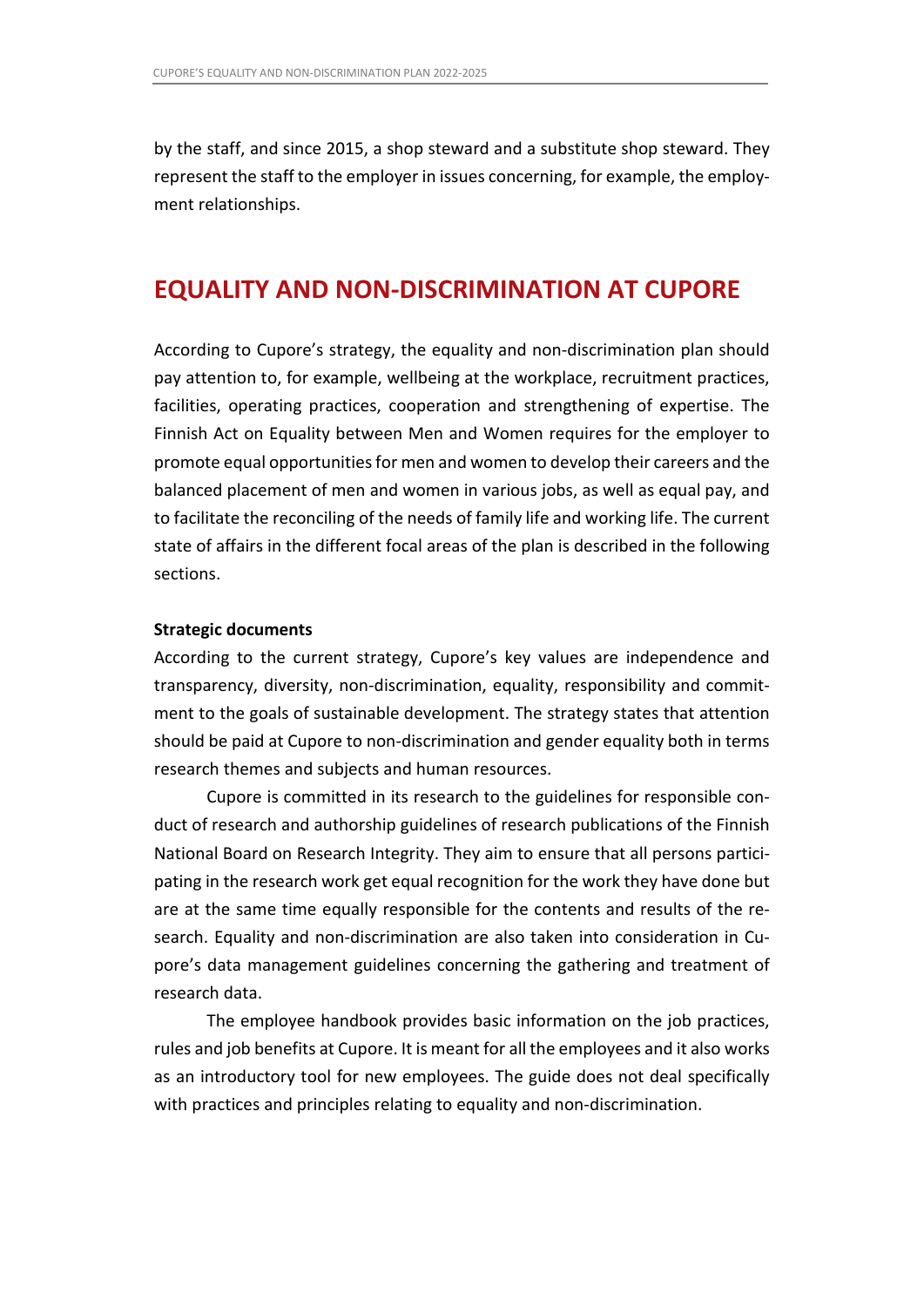by the staff, and since 2015, a shop steward and a substitute shop steward. They represent the staff to the employer in issues concerning, for example, the employment relationships.

## EQUALITY AND NON-DISCRIMINATION AT CUPORE

According to Cupore's strategy, the equality and non-discrimination plan should pay attention to, for example, wellbeing at the workplace, recruitment practices, facilities, operating practices, cooperation and strengthening of expertise. The Finnish Act on Equality between Men and Women requires for the employer to promote equal opportunities for men and women to develop their careers and the balanced placement of men and women in various jobs, as well as equal pay, and to facilitate the reconciling of the needs of family life and working life. The current state of affairs in the different focal areas of the plan is described in the following sections.

**Strategic documents**

According to the current strategy, Cupore's key values are independence and transparency, diversity, non-discrimination, equality, responsibility and commitment to the goals of sustainable development. The strategy states that attention should be paid at Cupore to non-discrimination and gender equality both in terms research themes and subjects and human resources.

Cupore is committed in its research to the guidelines for responsible conduct of research and authorship guidelines of research publications of the Finnish National Board on Research Integrity. They aim to ensure that all persons participating in the research work get equal recognition for the work they have done but are at the same time equally responsible for the contents and results of the research. Equality and non-discrimination are also taken into consideration in Cupore's data management guidelines concerning the gathering and treatment of research data.

The employee handbook provides basic information on the job practices, rules and job benefits at Cupore. It is meant for all the employees and it also works as an introductory tool for new employees. The guide does not deal specifically with practices and principles relating to equality and non-discrimination.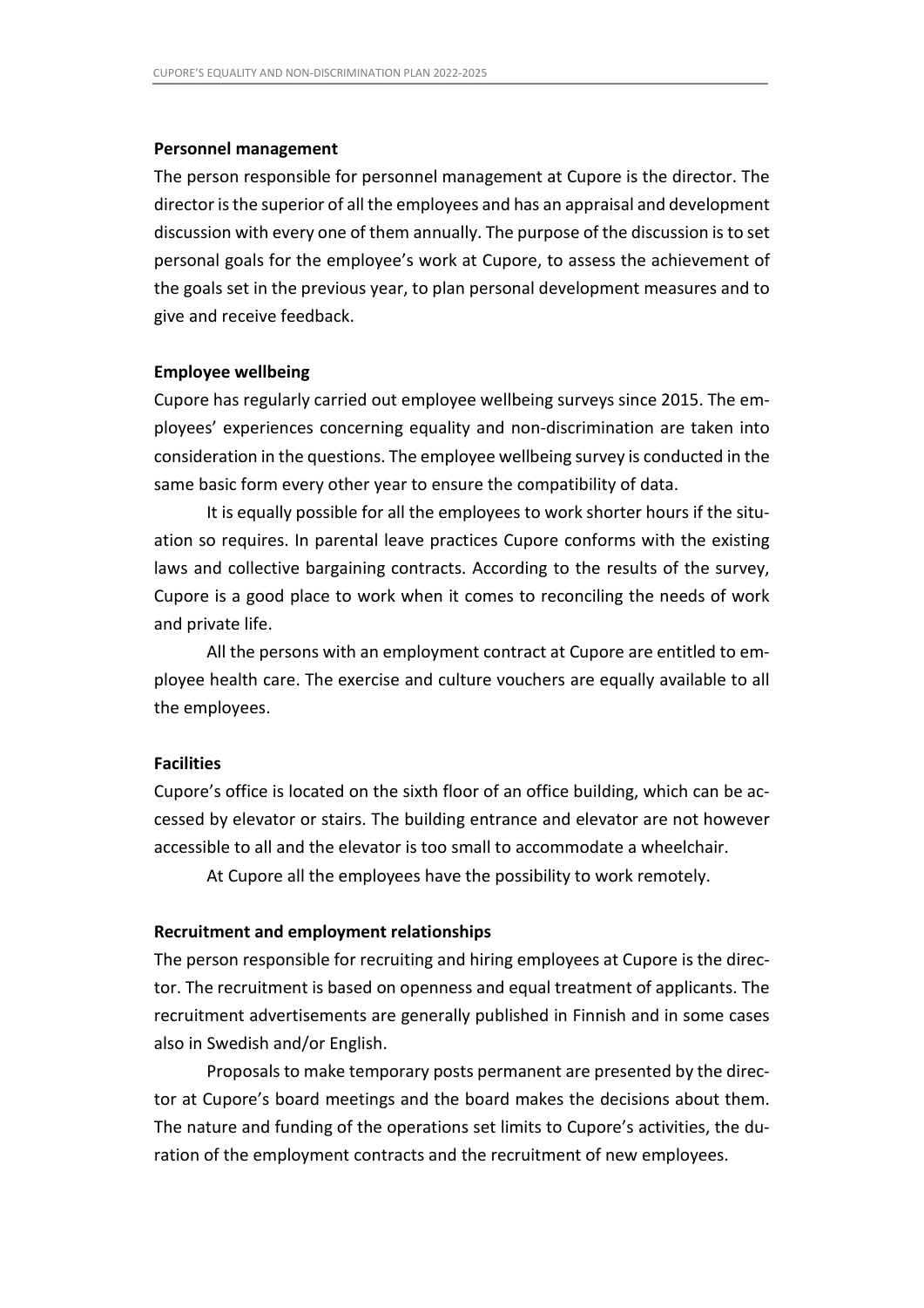**Personnel management**

The person responsible for personnel management at Cupore is the director. The director is the superior of all the employees and has an appraisal and development discussion with every one of them annually. The purpose of the discussion is to set personal goals for the employee's work at Cupore, to assess the achievement of the goals set in the previous year, to plan personal development measures and to give and receive feedback.

**Employee wellbeing**

Cupore has regularly carried out employee wellbeing surveys since 2015. The employees' experiences concerning equality and non-discrimination are taken into consideration in the questions. The employee wellbeing survey is conducted in the same basic form every other year to ensure the compatibility of data.

It is equally possible for all the employees to work shorter hours if the situation so requires. In parental leave practices Cupore conforms with the existing laws and collective bargaining contracts. According to the results of the survey, Cupore is a good place to work when it comes to reconciling the needs of work and private life.

All the persons with an employment contract at Cupore are entitled to employee health care. The exercise and culture vouchers are equally available to all the employees.

**Facilities**

Cupore's office is located on the sixth floor of an office building, which can be accessed by elevator or stairs. The building entrance and elevator are not however accessible to all and the elevator is too small to accommodate a wheelchair.

At Cupore all the employees have the possibility to work remotely.

**Recruitment and employment relationships**

The person responsible for recruiting and hiring employees at Cupore is the director. The recruitment is based on openness and equal treatment of applicants. The recruitment advertisements are generally published in Finnish and in some cases also in Swedish and/or English.

Proposals to make temporary posts permanent are presented by the director at Cupore's board meetings and the board makes the decisions about them. The nature and funding of the operations set limits to Cupore's activities, the duration of the employment contracts and the recruitment of new employees.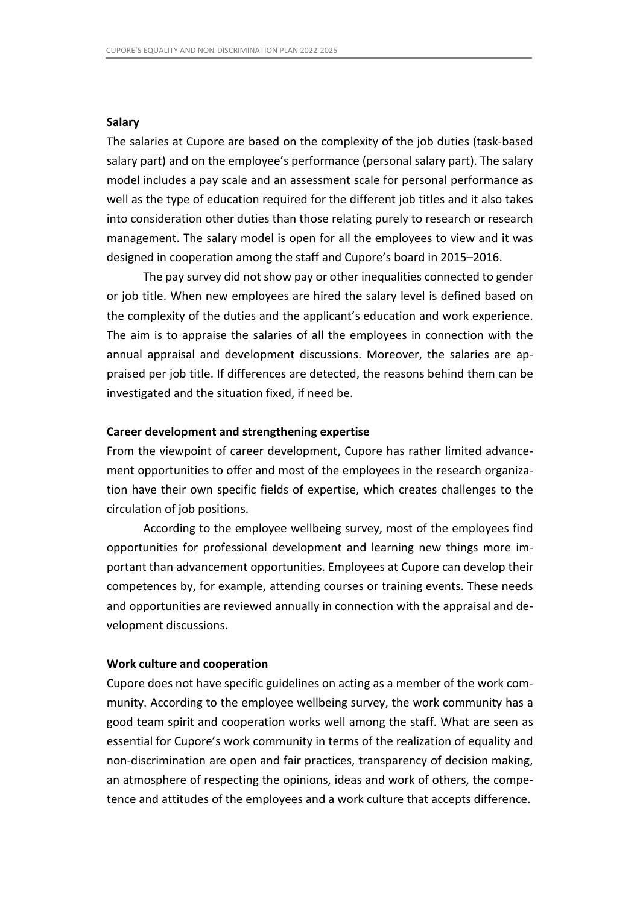**Salary**

The salaries at Cupore are based on the complexity of the job duties (task-based salary part) and on the employee's performance (personal salary part). The salary model includes a pay scale and an assessment scale for personal performance as well as the type of education required for the different job titles and it also takes into consideration other duties than those relating purely to research or research management. The salary model is open for all the employees to view and it was designed in cooperation among the staff and Cupore's board in 2015–2016.

The pay survey did not show pay or other inequalities connected to gender or job title. When new employees are hired the salary level is defined based on the complexity of the duties and the applicant's education and work experience. The aim is to appraise the salaries of all the employees in connection with the annual appraisal and development discussions. Moreover, the salaries are appraised per job title. If differences are detected, the reasons behind them can be investigated and the situation fixed, if need be.

**Career development and strengthening expertise**

From the viewpoint of career development, Cupore has rather limited advancement opportunities to offer and most of the employees in the research organization have their own specific fields of expertise, which creates challenges to the circulation of job positions.

According to the employee wellbeing survey, most of the employees find opportunities for professional development and learning new things more important than advancement opportunities. Employees at Cupore can develop their competences by, for example, attending courses or training events. These needs and opportunities are reviewed annually in connection with the appraisal and development discussions.

**Work culture and cooperation**

Cupore does not have specific guidelines on acting as a member of the work community. According to the employee wellbeing survey, the work community has a good team spirit and cooperation works well among the staff. What are seen as essential for Cupore's work community in terms of the realization of equality and non-discrimination are open and fair practices, transparency of decision making, an atmosphere of respecting the opinions, ideas and work of others, the competence and attitudes of the employees and a work culture that accepts difference.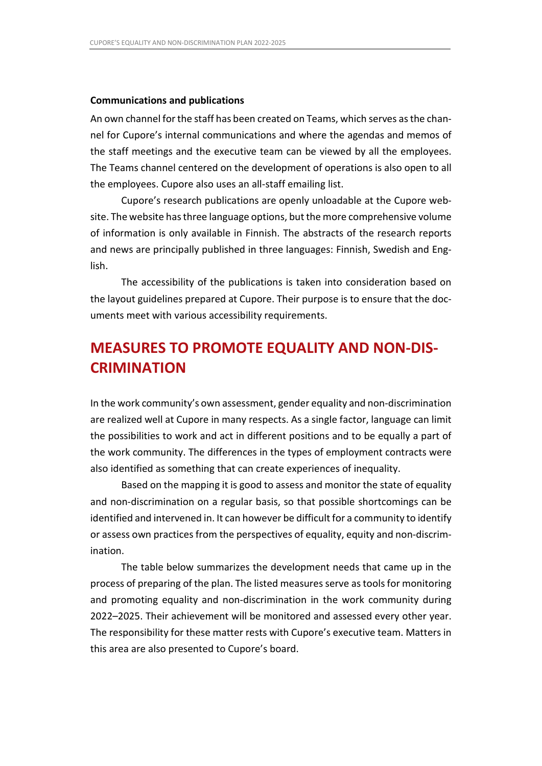**Communications and publications**

An own channel for the staff has been created on Teams, which serves as the channel for Cupore's internal communications and where the agendas and memos of the staff meetings and the executive team can be viewed by all the employees. The Teams channel centered on the development of operations is also open to all the employees. Cupore also uses an all-staff emailing list.

Cupore's research publications are openly unloadable at the Cupore website. The website has three language options, but the more comprehensive volume of information is only available in Finnish. The abstracts of the research reports and news are principally published in three languages: Finnish, Swedish and English.

The accessibility of the publications is taken into consideration based on the layout guidelines prepared at Cupore. Their purpose is to ensure that the documents meet with various accessibility requirements.

# MEASURES TO PROMOTE EQUALITY AND NON-DISCRIMINATION

In the work community's own assessment, gender equality and non-discrimination are realized well at Cupore in many respects. As a single factor, language can limit the possibilities to work and act in different positions and to be equally a part of the work community. The differences in the types of employment contracts were also identified as something that can create experiences of inequality.

Based on the mapping it is good to assess and monitor the state of equality and non-discrimination on a regular basis, so that possible shortcomings can be identified and intervened in. It can however be difficult for a community to identify or assess own practices from the perspectives of equality, equity and non-discrimination.

The table below summarizes the development needs that came up in the process of preparing of the plan. The listed measures serve as tools for monitoring and promoting equality and non-discrimination in the work community during 2022–2025. Their achievement will be monitored and assessed every other year. The responsibility for these matter rests with Cupore's executive team. Matters in this area are also presented to Cupore's board.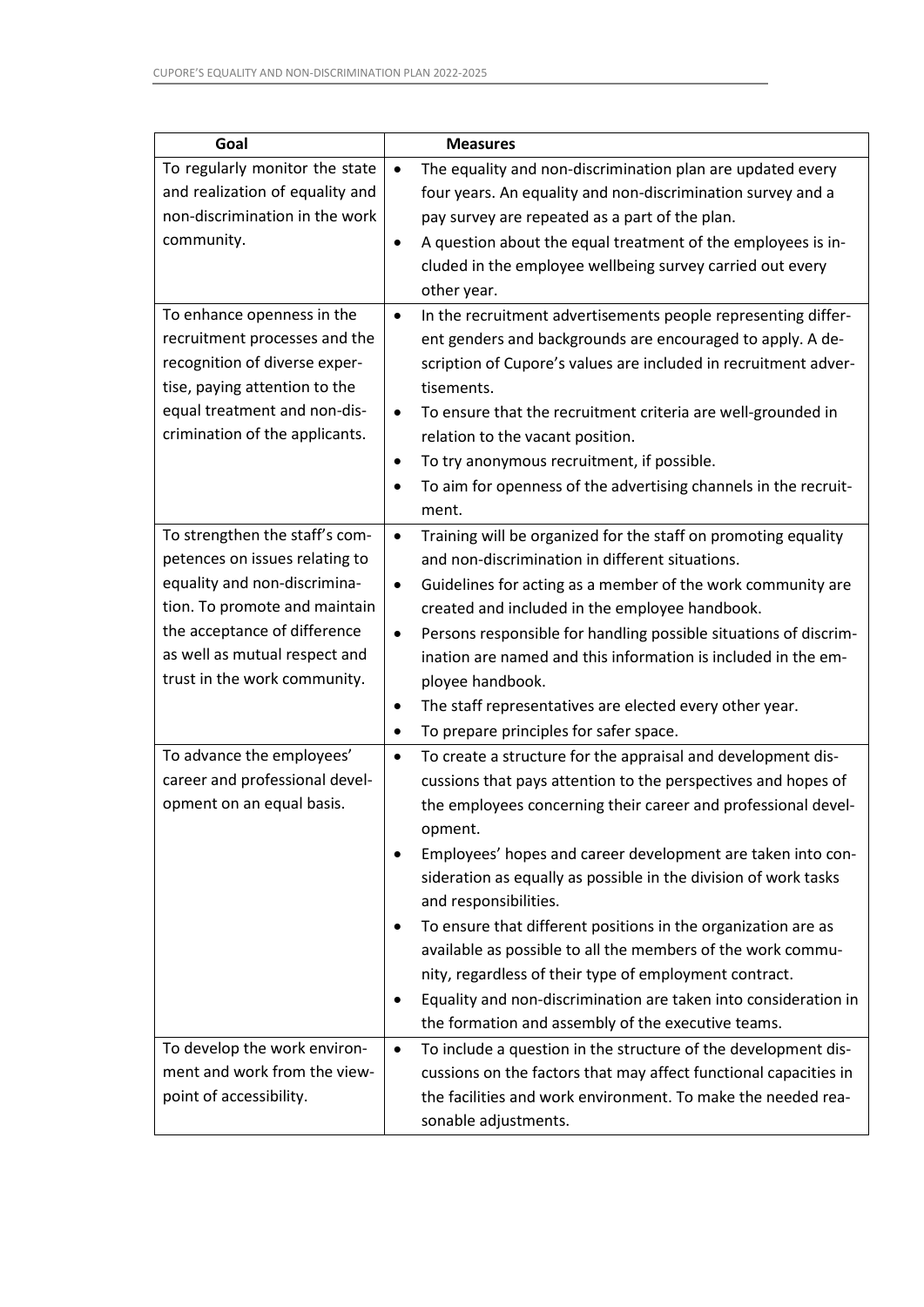| Goal | Measures |
|---|---|
| To regularly monitor the state and realization of equality and non-discrimination in the work community. | • The equality and non-discrimination plan are updated every four years. An equality and non-discrimination survey and a pay survey are repeated as a part of the plan.<br>• A question about the equal treatment of the employees is included in the employee wellbeing survey carried out every other year. |
| To enhance openness in the recruitment processes and the recognition of diverse expertise, paying attention to the equal treatment and non-discrimination of the applicants. | • In the recruitment advertisements people representing different genders and backgrounds are encouraged to apply. A description of Cupore's values are included in recruitment advertisements.<br>• To ensure that the recruitment criteria are well-grounded in relation to the vacant position.<br>• To try anonymous recruitment, if possible.<br>• To aim for openness of the advertising channels in the recruitment. |
| To strengthen the staff's competences on issues relating to equality and non-discrimination. To promote and maintain the acceptance of difference as well as mutual respect and trust in the work community. | • Training will be organized for the staff on promoting equality and non-discrimination in different situations.<br>• Guidelines for acting as a member of the work community are created and included in the employee handbook.<br>• Persons responsible for handling possible situations of discrimination are named and this information is included in the employee handbook.<br>• The staff representatives are elected every other year.<br>• To prepare principles for safer space. |
| To advance the employees' career and professional development on an equal basis. | • To create a structure for the appraisal and development discussions that pays attention to the perspectives and hopes of the employees concerning their career and professional development.<br>• Employees' hopes and career development are taken into consideration as equally as possible in the division of work tasks and responsibilities.<br>• To ensure that different positions in the organization are as available as possible to all the members of the work community, regardless of their type of employment contract.<br>• Equality and non-discrimination are taken into consideration in the formation and assembly of the executive teams. |
| To develop the work environment and work from the viewpoint of accessibility. | • To include a question in the structure of the development discussions on the factors that may affect functional capacities in the facilities and work environment. To make the needed reasonable adjustments. |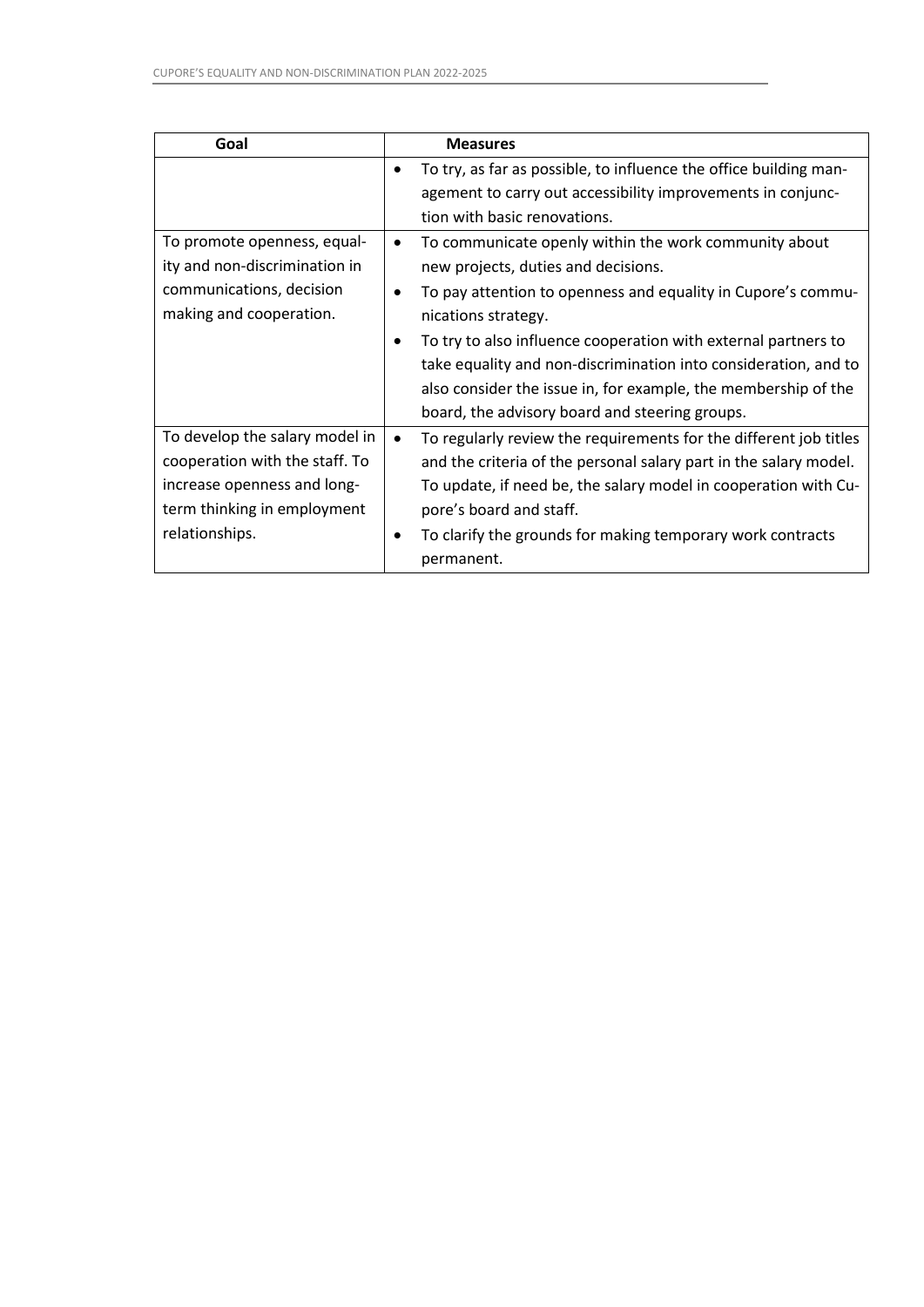| Goal | Measures |
|---|---|
| | • To try, as far as possible, to influence the office building management to carry out accessibility improvements in conjunction with basic renovations. |
| To promote openness, equality and non-discrimination in communications, decision making and cooperation. | • To communicate openly within the work community about new projects, duties and decisions.<br>• To pay attention to openness and equality in Cupore's communications strategy.<br>• To try to also influence cooperation with external partners to take equality and non-discrimination into consideration, and to also consider the issue in, for example, the membership of the board, the advisory board and steering groups. |
| To develop the salary model in cooperation with the staff. To increase openness and long-term thinking in employment relationships. | • To regularly review the requirements for the different job titles and the criteria of the personal salary part in the salary model. To update, if need be, the salary model in cooperation with Cupore's board and staff.<br>• To clarify the grounds for making temporary work contracts permanent. |